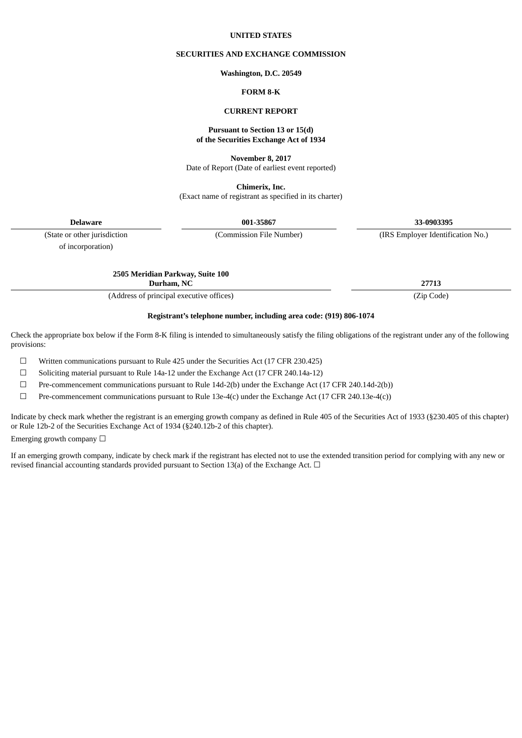**UNITED STATES**

**SECURITIES AND EXCHANGE COMMISSION**

**Washington, D.C. 20549**

**FORM 8-K**

**CURRENT REPORT**

**Pursuant to Section 13 or 15(d)**
**of the Securities Exchange Act of 1934**

**November 8, 2017**
Date of Report (Date of earliest event reported)

**Chimerix, Inc.**
(Exact name of registrant as specified in its charter)

| **Delaware** | **001-35867** | **33-0903395** |
|---|---|---|
| (State or other jurisdiction of incorporation) | (Commission File Number) | (IRS Employer Identification No.) |

| **2505 Meridian Parkway, Suite 100 Durham, NC** | **27713** |
|---|---|
| (Address of principal executive offices) | (Zip Code) |

**Registrant's telephone number, including area code: (919) 806-1074**

Check the appropriate box below if the Form 8-K filing is intended to simultaneously satisfy the filing obligations of the registrant under any of the following provisions:

☐ Written communications pursuant to Rule 425 under the Securities Act (17 CFR 230.425)

☐ Soliciting material pursuant to Rule 14a-12 under the Exchange Act (17 CFR 240.14a-12)

☐ Pre-commencement communications pursuant to Rule 14d-2(b) under the Exchange Act (17 CFR 240.14d-2(b))

☐ Pre-commencement communications pursuant to Rule 13e-4(c) under the Exchange Act (17 CFR 240.13e-4(c))

Indicate by check mark whether the registrant is an emerging growth company as defined in Rule 405 of the Securities Act of 1933 (§230.405 of this chapter) or Rule 12b-2 of the Securities Exchange Act of 1934 (§240.12b-2 of this chapter).

Emerging growth company ☐

If an emerging growth company, indicate by check mark if the registrant has elected not to use the extended transition period for complying with any new or revised financial accounting standards provided pursuant to Section 13(a) of the Exchange Act. ☐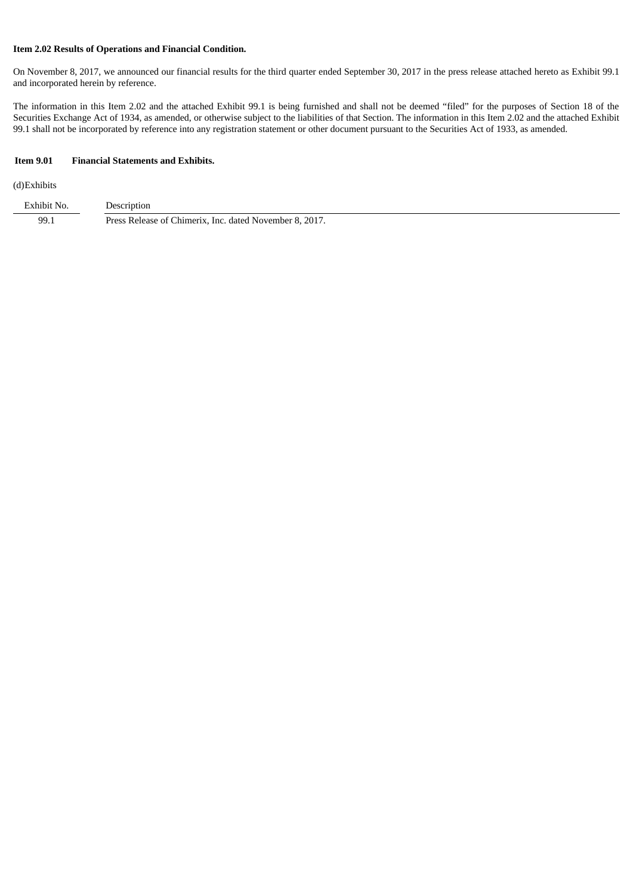**Item 2.02 Results of Operations and Financial Condition.**

On November 8, 2017, we announced our financial results for the third quarter ended September 30, 2017 in the press release attached hereto as Exhibit 99.1 and incorporated herein by reference.

The information in this Item 2.02 and the attached Exhibit 99.1 is being furnished and shall not be deemed "filed" for the purposes of Section 18 of the Securities Exchange Act of 1934, as amended, or otherwise subject to the liabilities of that Section. The information in this Item 2.02 and the attached Exhibit 99.1 shall not be incorporated by reference into any registration statement or other document pursuant to the Securities Act of 1933, as amended.

**Item 9.01 Financial Statements and Exhibits.**

(d)Exhibits

| Exhibit No. | Description |
|---|---|
| 99.1 | Press Release of Chimerix, Inc. dated November 8, 2017. |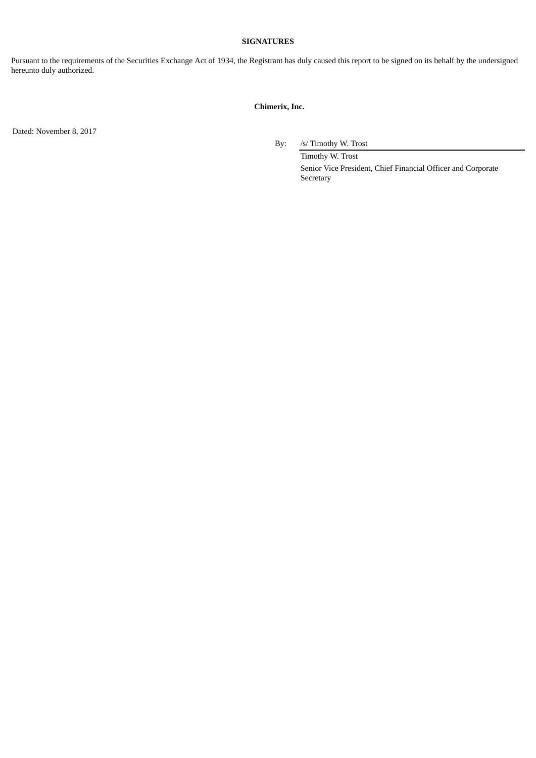**SIGNATURES**

Pursuant to the requirements of the Securities Exchange Act of 1934, the Registrant has duly caused this report to be signed on its behalf by the undersigned hereunto duly authorized.

**Chimerix, Inc.**

Dated: November 8, 2017

By: /s/ Timothy W. Trost

Timothy W. Trost

Senior Vice President, Chief Financial Officer and Corporate Secretary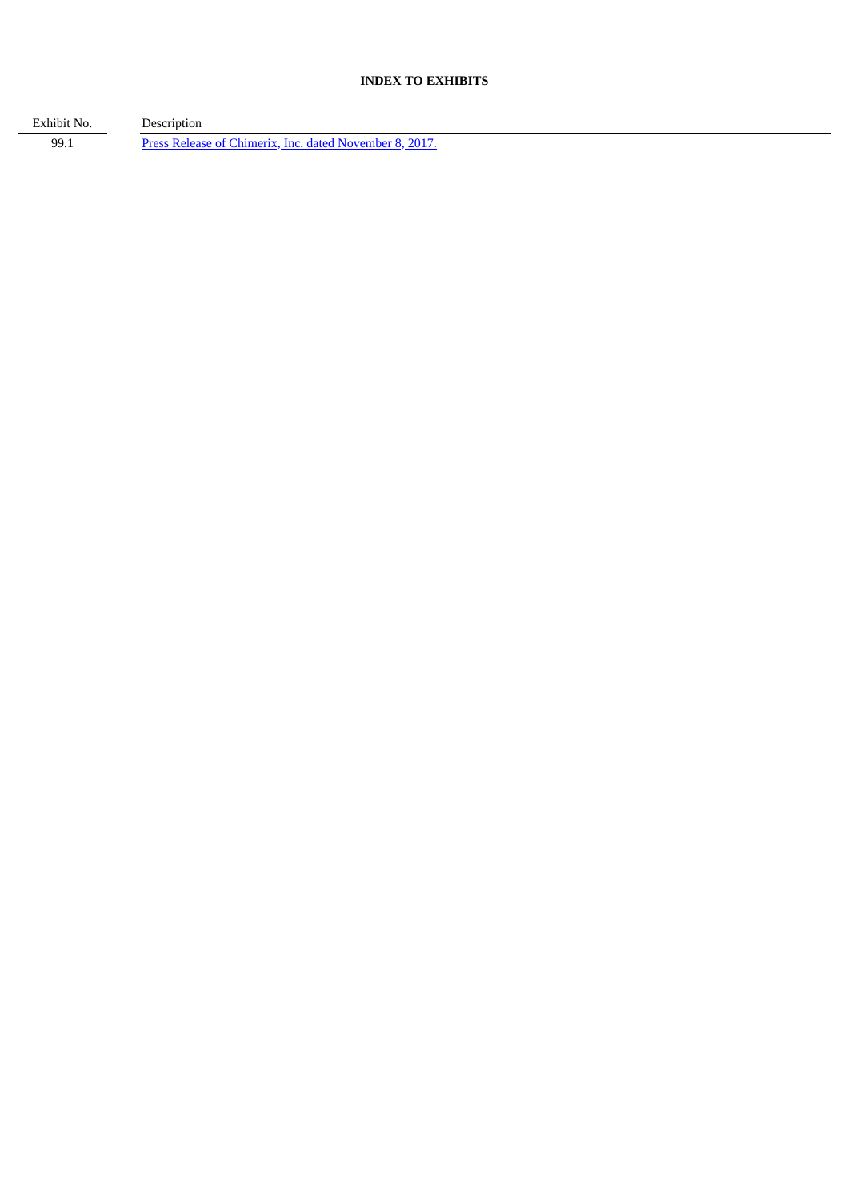## INDEX TO EXHIBITS

| Exhibit No. | Description |
| --- | --- |
| 99.1 | Press Release of Chimerix, Inc. dated November 8, 2017. |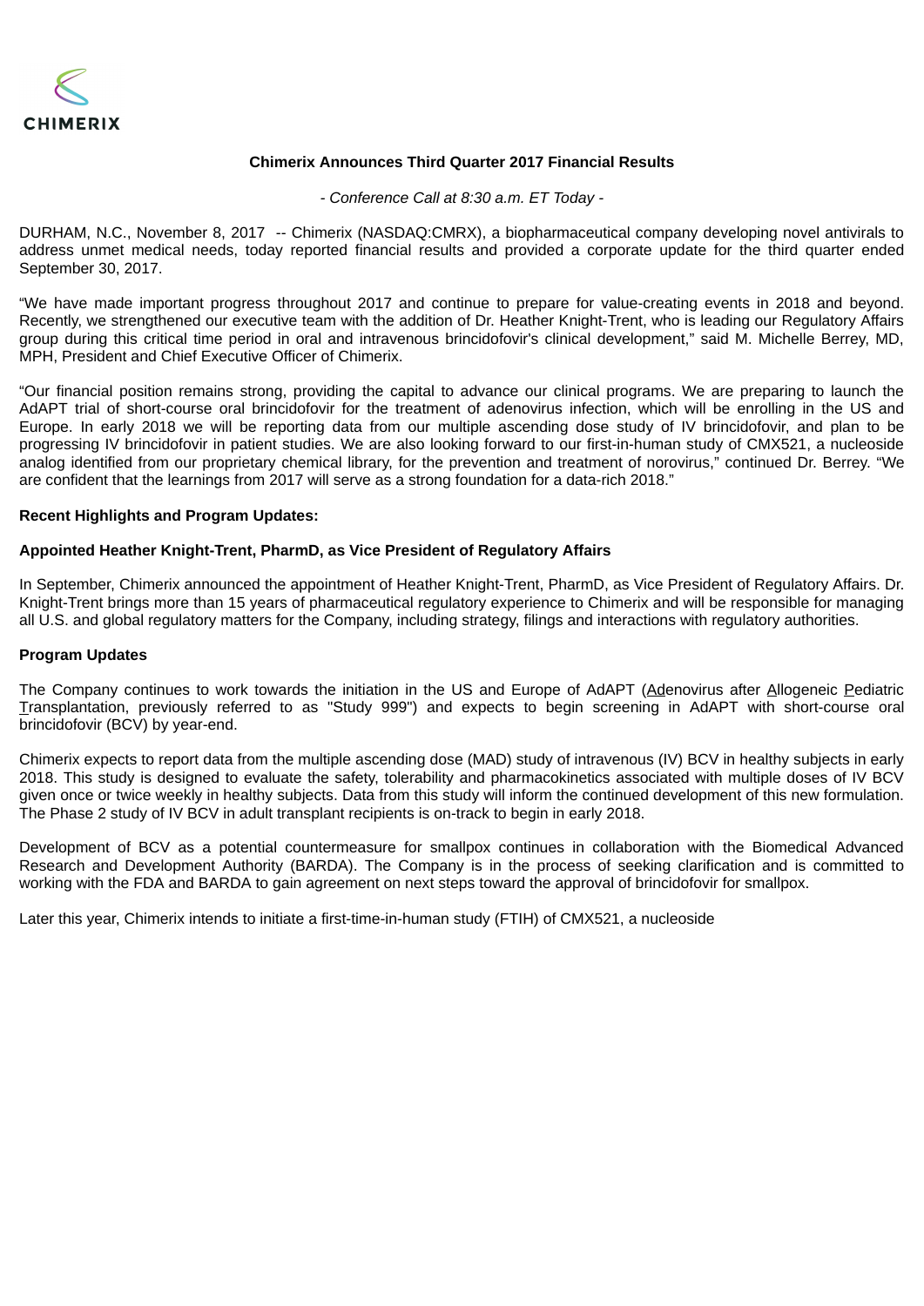CHIMERIX

**Chimerix Announces Third Quarter 2017 Financial Results**

*- Conference Call at 8:30 a.m. ET Today -*

DURHAM, N.C., November 8, 2017 -- Chimerix (NASDAQ:CMRX), a biopharmaceutical company developing novel antivirals to address unmet medical needs, today reported financial results and provided a corporate update for the third quarter ended September 30, 2017.

"We have made important progress throughout 2017 and continue to prepare for value-creating events in 2018 and beyond. Recently, we strengthened our executive team with the addition of Dr. Heather Knight-Trent, who is leading our Regulatory Affairs group during this critical time period in oral and intravenous brincidofovir's clinical development," said M. Michelle Berrey, MD, MPH, President and Chief Executive Officer of Chimerix.

"Our financial position remains strong, providing the capital to advance our clinical programs. We are preparing to launch the AdAPT trial of short-course oral brincidofovir for the treatment of adenovirus infection, which will be enrolling in the US and Europe. In early 2018 we will be reporting data from our multiple ascending dose study of IV brincidofovir, and plan to be progressing IV brincidofovir in patient studies. We are also looking forward to our first-in-human study of CMX521, a nucleoside analog identified from our proprietary chemical library, for the prevention and treatment of norovirus," continued Dr. Berrey. "We are confident that the learnings from 2017 will serve as a strong foundation for a data-rich 2018."

**Recent Highlights and Program Updates:**

**Appointed Heather Knight-Trent, PharmD, as Vice President of Regulatory Affairs**

In September, Chimerix announced the appointment of Heather Knight-Trent, PharmD, as Vice President of Regulatory Affairs. Dr. Knight-Trent brings more than 15 years of pharmaceutical regulatory experience to Chimerix and will be responsible for managing all U.S. and global regulatory matters for the Company, including strategy, filings and interactions with regulatory authorities.

**Program Updates**

The Company continues to work towards the initiation in the US and Europe of AdAPT (Adenovirus after Allogeneic Pediatric Transplantation, previously referred to as "Study 999") and expects to begin screening in AdAPT with short-course oral brincidofovir (BCV) by year-end.

Chimerix expects to report data from the multiple ascending dose (MAD) study of intravenous (IV) BCV in healthy subjects in early 2018. This study is designed to evaluate the safety, tolerability and pharmacokinetics associated with multiple doses of IV BCV given once or twice weekly in healthy subjects. Data from this study will inform the continued development of this new formulation. The Phase 2 study of IV BCV in adult transplant recipients is on-track to begin in early 2018.

Development of BCV as a potential countermeasure for smallpox continues in collaboration with the Biomedical Advanced Research and Development Authority (BARDA). The Company is in the process of seeking clarification and is committed to working with the FDA and BARDA to gain agreement on next steps toward the approval of brincidofovir for smallpox.

Later this year, Chimerix intends to initiate a first-time-in-human study (FTIH) of CMX521, a nucleoside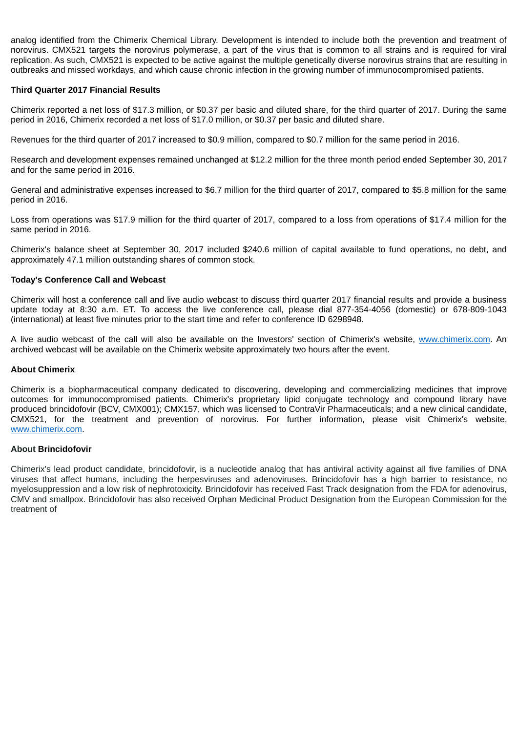analog identified from the Chimerix Chemical Library. Development is intended to include both the prevention and treatment of norovirus. CMX521 targets the norovirus polymerase, a part of the virus that is common to all strains and is required for viral replication. As such, CMX521 is expected to be active against the multiple genetically diverse norovirus strains that are resulting in outbreaks and missed workdays, and which cause chronic infection in the growing number of immunocompromised patients.

**Third Quarter 2017 Financial Results**

Chimerix reported a net loss of $17.3 million, or $0.37 per basic and diluted share, for the third quarter of 2017. During the same period in 2016, Chimerix recorded a net loss of $17.0 million, or $0.37 per basic and diluted share.

Revenues for the third quarter of 2017 increased to $0.9 million, compared to $0.7 million for the same period in 2016.

Research and development expenses remained unchanged at $12.2 million for the three month period ended September 30, 2017 and for the same period in 2016.

General and administrative expenses increased to $6.7 million for the third quarter of 2017, compared to $5.8 million for the same period in 2016.

Loss from operations was $17.9 million for the third quarter of 2017, compared to a loss from operations of $17.4 million for the same period in 2016.

Chimerix's balance sheet at September 30, 2017 included $240.6 million of capital available to fund operations, no debt, and approximately 47.1 million outstanding shares of common stock.

**Today's Conference Call and Webcast**

Chimerix will host a conference call and live audio webcast to discuss third quarter 2017 financial results and provide a business update today at 8:30 a.m. ET. To access the live conference call, please dial 877-354-4056 (domestic) or 678-809-1043 (international) at least five minutes prior to the start time and refer to conference ID 6298948.

A live audio webcast of the call will also be available on the Investors' section of Chimerix's website, www.chimerix.com. An archived webcast will be available on the Chimerix website approximately two hours after the event.

**About Chimerix**

Chimerix is a biopharmaceutical company dedicated to discovering, developing and commercializing medicines that improve outcomes for immunocompromised patients. Chimerix's proprietary lipid conjugate technology and compound library have produced brincidofovir (BCV, CMX001); CMX157, which was licensed to ContraVir Pharmaceuticals; and a new clinical candidate, CMX521, for the treatment and prevention of norovirus. For further information, please visit Chimerix's website, www.chimerix.com.

**About Brincidofovir**

Chimerix's lead product candidate, brincidofovir, is a nucleotide analog that has antiviral activity against all five families of DNA viruses that affect humans, including the herpesviruses and adenoviruses. Brincidofovir has a high barrier to resistance, no myelosuppression and a low risk of nephrotoxicity. Brincidofovir has received Fast Track designation from the FDA for adenovirus, CMV and smallpox. Brincidofovir has also received Orphan Medicinal Product Designation from the European Commission for the treatment of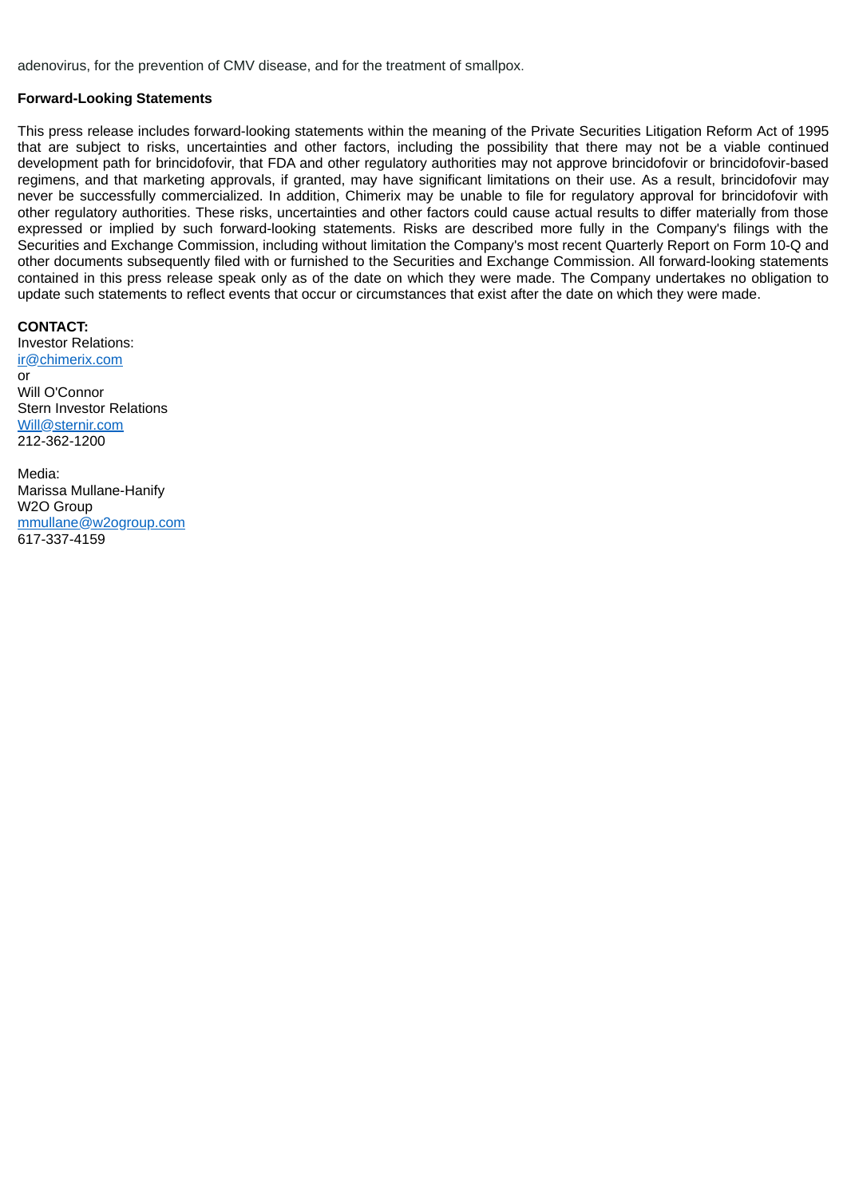adenovirus, for the prevention of CMV disease, and for the treatment of smallpox.

**Forward-Looking Statements**

This press release includes forward-looking statements within the meaning of the Private Securities Litigation Reform Act of 1995 that are subject to risks, uncertainties and other factors, including the possibility that there may not be a viable continued development path for brincidofovir, that FDA and other regulatory authorities may not approve brincidofovir or brincidofovir-based regimens, and that marketing approvals, if granted, may have significant limitations on their use. As a result, brincidofovir may never be successfully commercialized. In addition, Chimerix may be unable to file for regulatory approval for brincidofovir with other regulatory authorities. These risks, uncertainties and other factors could cause actual results to differ materially from those expressed or implied by such forward-looking statements. Risks are described more fully in the Company's filings with the Securities and Exchange Commission, including without limitation the Company's most recent Quarterly Report on Form 10-Q and other documents subsequently filed with or furnished to the Securities and Exchange Commission. All forward-looking statements contained in this press release speak only as of the date on which they were made. The Company undertakes no obligation to update such statements to reflect events that occur or circumstances that exist after the date on which they were made.

**CONTACT:**
Investor Relations:
ir@chimerix.com
or
Will O'Connor
Stern Investor Relations
Will@sternir.com
212-362-1200

Media:
Marissa Mullane-Hanify
W2O Group
mmullane@w2ogroup.com
617-337-4159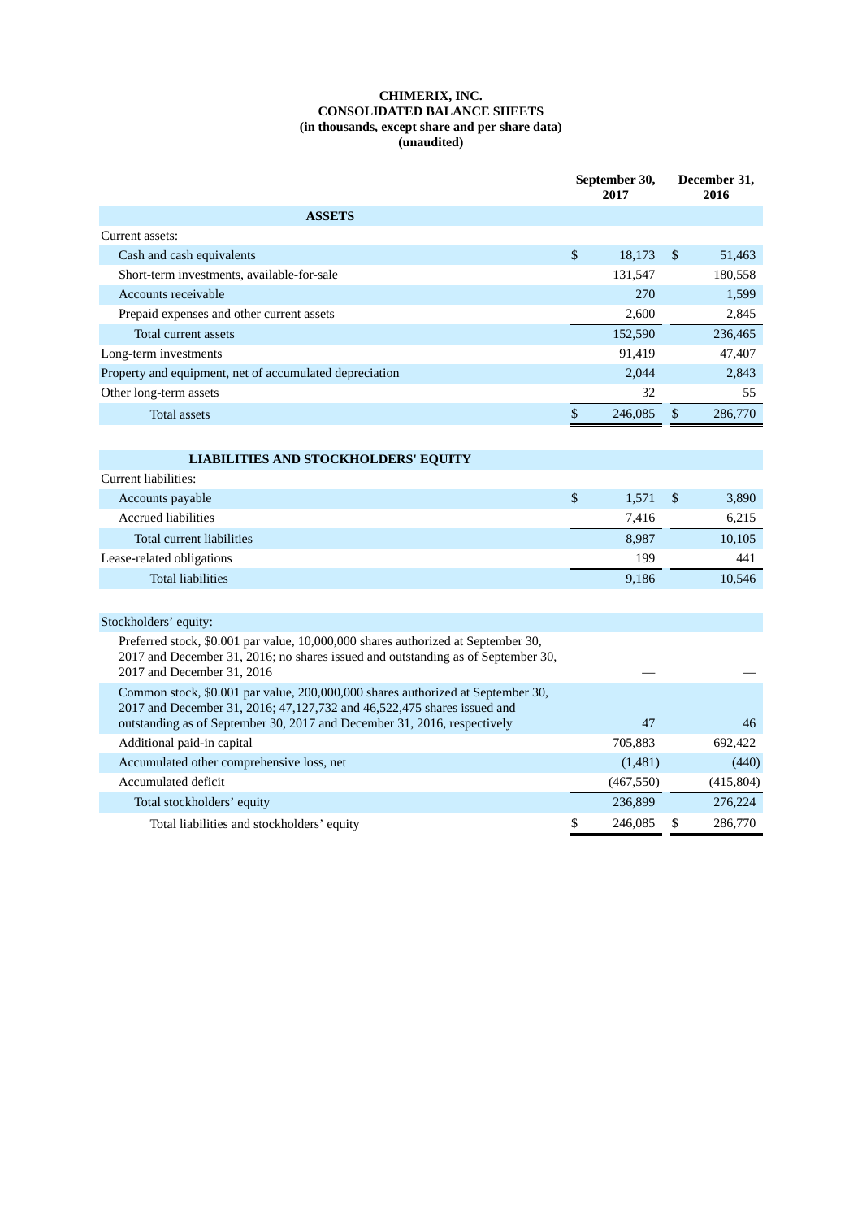**CHIMERIX, INC.**
**CONSOLIDATED BALANCE SHEETS**
**(in thousands, except share and per share data)**
**(unaudited)**

| | September 30, 2017 | December 31, 2016 |
|---|---|---|
| **ASSETS** | | |
| Current assets: | | |
| Cash and cash equivalents | $ 18,173 | $ 51,463 |
| Short-term investments, available-for-sale | 131,547 | 180,558 |
| Accounts receivable | 270 | 1,599 |
| Prepaid expenses and other current assets | 2,600 | 2,845 |
| Total current assets | 152,590 | 236,465 |
| Long-term investments | 91,419 | 47,407 |
| Property and equipment, net of accumulated depreciation | 2,044 | 2,843 |
| Other long-term assets | 32 | 55 |
| Total assets | $ 246,085 | $ 286,770 |
| | | |
| **LIABILITIES AND STOCKHOLDERS' EQUITY** | | |
| Current liabilities: | | |
| Accounts payable | $ 1,571 | $ 3,890 |
| Accrued liabilities | 7,416 | 6,215 |
| Total current liabilities | 8,987 | 10,105 |
| Lease-related obligations | 199 | 441 |
| Total liabilities | 9,186 | 10,546 |
| | | |
| Stockholders' equity: | | |
| Preferred stock, $0.001 par value, 10,000,000 shares authorized at September 30, 2017 and December 31, 2016; no shares issued and outstanding as of September 30, 2017 and December 31, 2016 | — | — |
| Common stock, $0.001 par value, 200,000,000 shares authorized at September 30, 2017 and December 31, 2016; 47,127,732 and 46,522,475 shares issued and outstanding as of September 30, 2017 and December 31, 2016, respectively | 47 | 46 |
| Additional paid-in capital | 705,883 | 692,422 |
| Accumulated other comprehensive loss, net | (1,481) | (440) |
| Accumulated deficit | (467,550) | (415,804) |
| Total stockholders' equity | 236,899 | 276,224 |
| Total liabilities and stockholders' equity | $ 246,085 | $ 286,770 |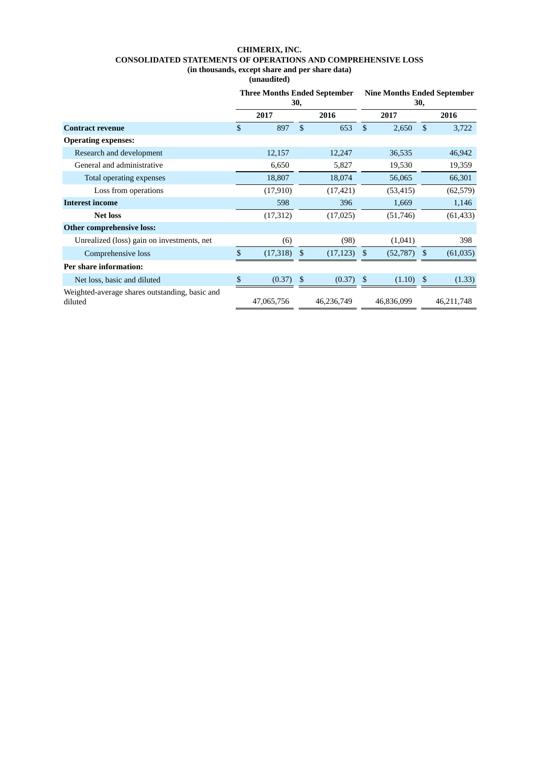**CHIMERIX, INC.**
**CONSOLIDATED STATEMENTS OF OPERATIONS AND COMPREHENSIVE LOSS**
**(in thousands, except share and per share data)**
**(unaudited)**

| | Three Months Ended September 30, | | Nine Months Ended September 30, | |
|---|---|---|---|---|
| | 2017 | 2016 | 2017 | 2016 |
| **Contract revenue** | $ 897 | $ 653 | $ 2,650 | $ 3,722 |
| **Operating expenses:** | | | | |
| Research and development | 12,157 | 12,247 | 36,535 | 46,942 |
| General and administrative | 6,650 | 5,827 | 19,530 | 19,359 |
| Total operating expenses | 18,807 | 18,074 | 56,065 | 66,301 |
| Loss from operations | (17,910) | (17,421) | (53,415) | (62,579) |
| **Interest income** | 598 | 396 | 1,669 | 1,146 |
| **Net loss** | (17,312) | (17,025) | (51,746) | (61,433) |
| **Other comprehensive loss:** | | | | |
| Unrealized (loss) gain on investments, net | (6) | (98) | (1,041) | 398 |
| Comprehensive loss | $ (17,318) | $ (17,123) | $ (52,787) | $ (61,035) |
| **Per share information:** | | | | |
| Net loss, basic and diluted | $ (0.37) | $ (0.37) | $ (1.10) | $ (1.33) |
| Weighted-average shares outstanding, basic and diluted | 47,065,756 | 46,236,749 | 46,836,099 | 46,211,748 |